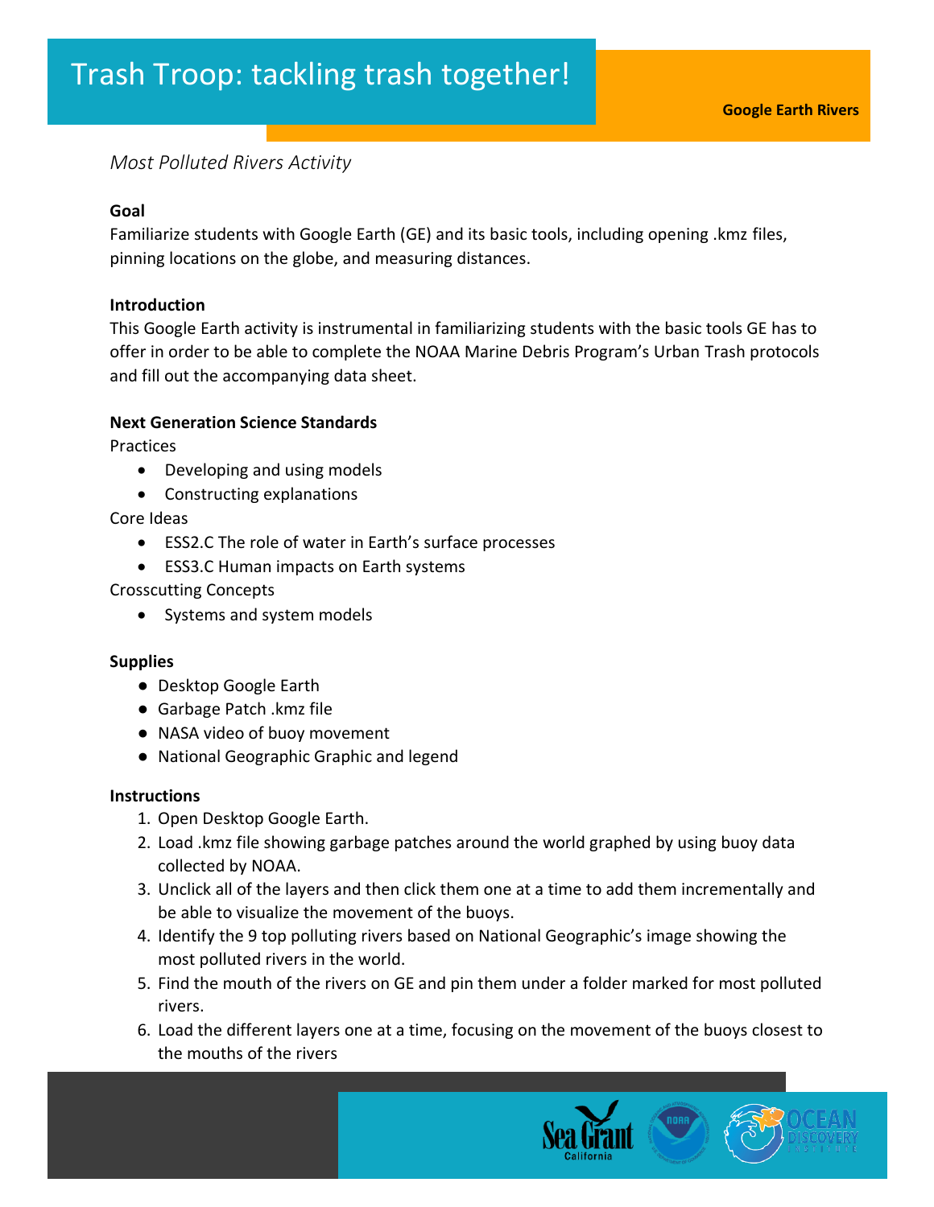# Trash Troop: tackling trash together!

**Google Earth Rivers**

*Most Polluted Rivers Activity*

**Goal**

Familiarize students with Google Earth (GE) and its basic tools, including opening .kmz files, pinning locations on the globe, and measuring distances.

**Introduction**

This Google Earth activity is instrumental in familiarizing students with the basic tools GE has to offer in order to be able to complete the NOAA Marine Debris Program's Urban Trash protocols and fill out the accompanying data sheet.

**Next Generation Science Standards**

Practices

- Developing and using models
- Constructing explanations

Core Ideas

- ESS2.C The role of water in Earth's surface processes
- ESS3.C Human impacts on Earth systems

Crosscutting Concepts

- Systems and system models

**Supplies**

- Desktop Google Earth
- Garbage Patch .kmz file
- NASA video of buoy movement
- National Geographic Graphic and legend

**Instructions**

1. Open Desktop Google Earth.
2. Load .kmz file showing garbage patches around the world graphed by using buoy data collected by NOAA.
3. Unclick all of the layers and then click them one at a time to add them incrementally and be able to visualize the movement of the buoys.
4. Identify the 9 top polluting rivers based on National Geographic's image showing the most polluted rivers in the world.
5. Find the mouth of the rivers on GE and pin them under a folder marked for most polluted rivers.
6. Load the different layers one at a time, focusing on the movement of the buoys closest to the mouths of the rivers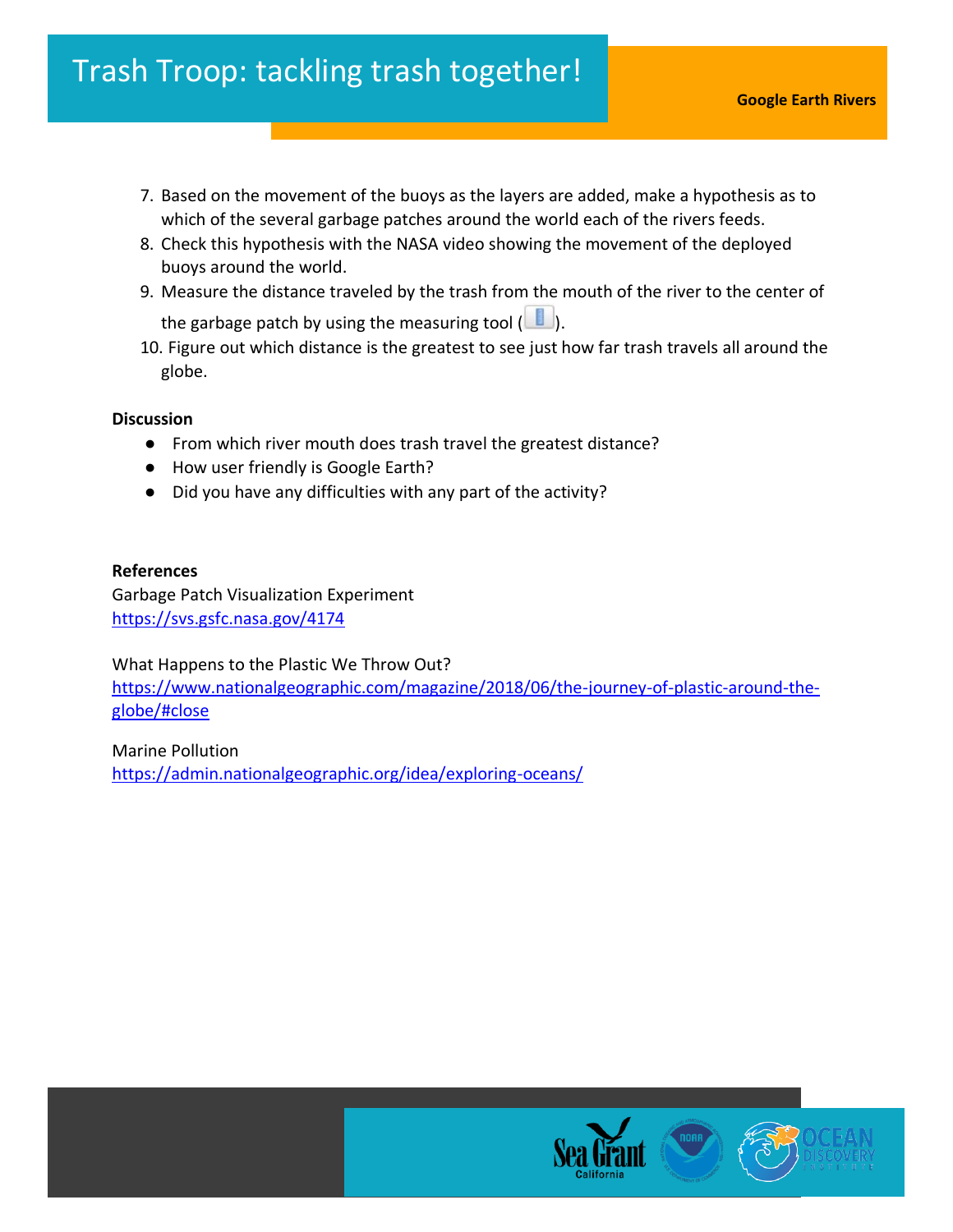7. Based on the movement of the buoys as the layers are added, make a hypothesis as to which of the several garbage patches around the world each of the rivers feeds.
8. Check this hypothesis with the NASA video showing the movement of the deployed buoys around the world.
9. Measure the distance traveled by the trash from the mouth of the river to the center of the garbage patch by using the measuring tool ( ).
10. Figure out which distance is the greatest to see just how far trash travels all around the globe.

**Discussion**

- From which river mouth does trash travel the greatest distance?
- How user friendly is Google Earth?
- Did you have any difficulties with any part of the activity?

**References**

Garbage Patch Visualization Experiment
https://svs.gsfc.nasa.gov/4174

What Happens to the Plastic We Throw Out?
https://www.nationalgeographic.com/magazine/2018/06/the-journey-of-plastic-around-the-globe/#close

Marine Pollution
https://admin.nationalgeographic.org/idea/exploring-oceans/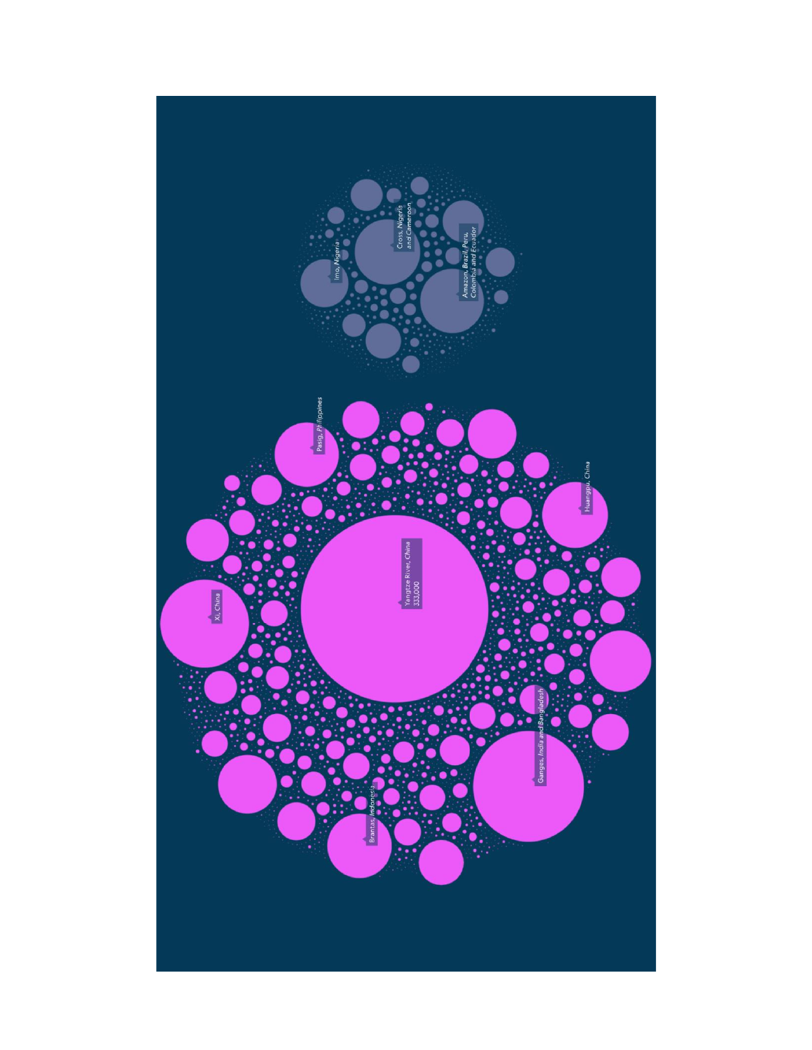Yangtze River, *China*
333,000

Ganges, *India and Bangladesh*

Xi, *China*

Huangpu, *China*

Pasig, *Philippines*

Brantas, *Indonesia*

Cross, *Nigeria and Cameroon*

Imo, *Nigeria*

Amazon, *Brazil, Peru, Colombia and Ecuador*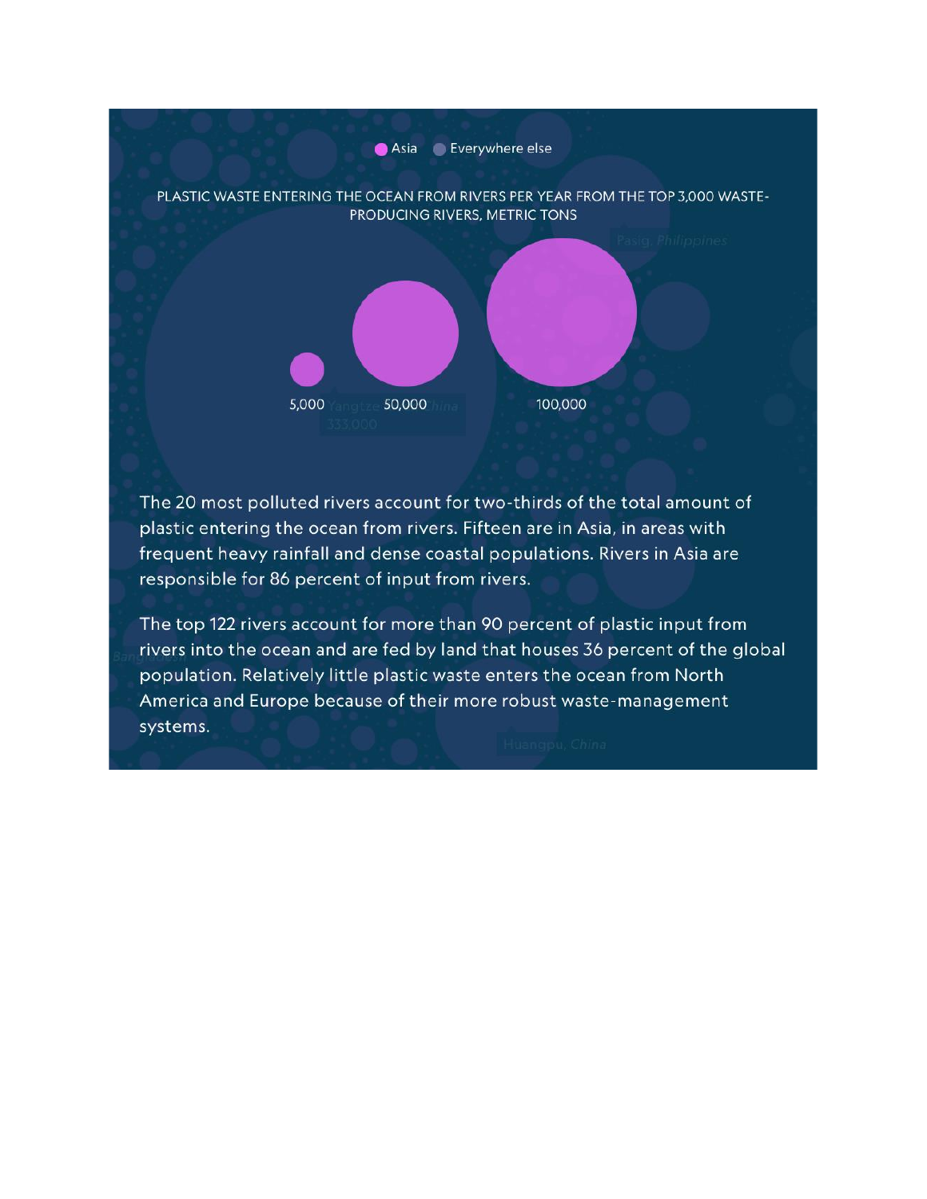Asia
Everywhere else

PLASTIC WASTE ENTERING THE OCEAN FROM RIVERS PER YEAR FROM THE TOP 3,000 WASTE-PRODUCING RIVERS, METRIC TONS

5,000
50,000
100,000

The 20 most polluted rivers account for two-thirds of the total amount of plastic entering the ocean from rivers. Fifteen are in Asia, in areas with frequent heavy rainfall and dense coastal populations. Rivers in Asia are responsible for 86 percent of input from rivers.

The top 122 rivers account for more than 90 percent of plastic input from rivers into the ocean and are fed by land that houses 36 percent of the global population. Relatively little plastic waste enters the ocean from North America and Europe because of their more robust waste-management systems.